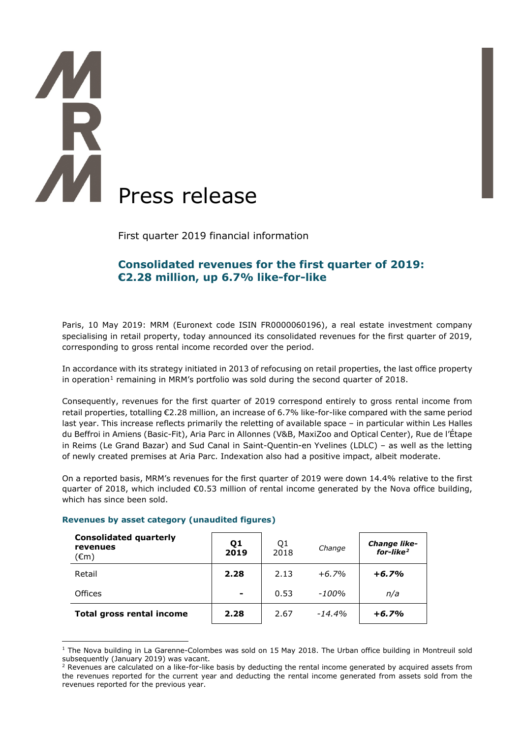# Press release

First quarter 2019 financial information

## Consolidated revenues for the first quarter of 2019: €2.28 million, up 6.7% like-for-like

Paris, 10 May 2019: MRM (Euronext code ISIN FR0000060196), a real estate investment company specialising in retail property, today announced its consolidated revenues for the first quarter of 2019, corresponding to gross rental income recorded over the period.

In accordance with its strategy initiated in 2013 of refocusing on retail properties, the last office property in operation[1] remaining in MRM's portfolio was sold during the second quarter of 2018.

Consequently, revenues for the first quarter of 2019 correspond entirely to gross rental income from retail properties, totalling €2.28 million, an increase of 6.7% like-for-like compared with the same period last year. This increase reflects primarily the reletting of available space – in particular within Les Halles du Beffroi in Amiens (Basic-Fit), Aria Parc in Allonnes (V&B, MaxiZoo and Optical Center), Rue de l'Étape in Reims (Le Grand Bazar) and Sud Canal in Saint-Quentin-en Yvelines (LDLC) – as well as the letting of newly created premises at Aria Parc. Indexation also had a positive impact, albeit moderate.

On a reported basis, MRM's revenues for the first quarter of 2019 were down 14.4% relative to the first quarter of 2018, which included €0.53 million of rental income generated by the Nova office building, which has since been sold.

### Revenues by asset category (unaudited figures)

| **Consolidated quarterly revenues** (€m) | **Q1 2019** | Q1 2018 | *Change* | ***Change like-for-like[2]*** |
|---|---|---|---|---|
| Retail | **2.28** | 2.13 | *+6.7%* | ***+6.7%*** |
| Offices | **-** | 0.53 | *-100%* | *n/a* |
| **Total gross rental income** | **2.28** | 2.67 | *-14.4%* | ***+6.7%*** |

[1] The Nova building in La Garenne-Colombes was sold on 15 May 2018. The Urban office building in Montreuil sold subsequently (January 2019) was vacant.

[2] Revenues are calculated on a like-for-like basis by deducting the rental income generated by acquired assets from the revenues reported for the current year and deducting the rental income generated from assets sold from the revenues reported for the previous year.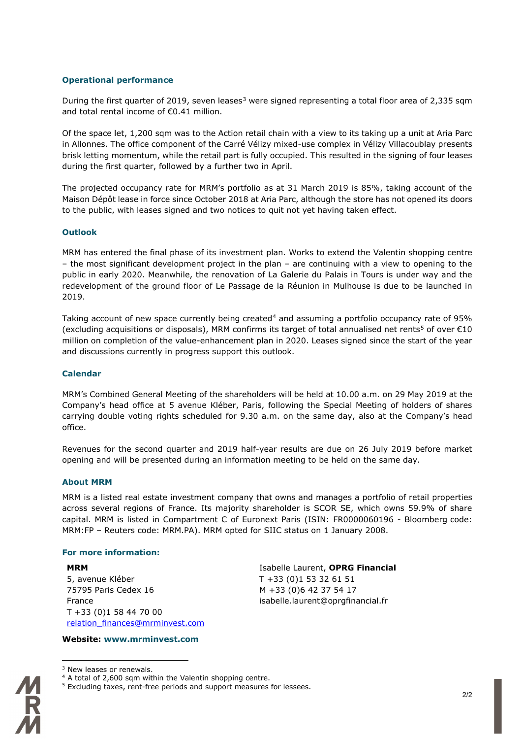## Operational performance

During the first quarter of 2019, seven leases[3] were signed representing a total floor area of 2,335 sqm and total rental income of €0.41 million.

Of the space let, 1,200 sqm was to the Action retail chain with a view to its taking up a unit at Aria Parc in Allonnes. The office component of the Carré Vélizy mixed-use complex in Vélizy Villacoublay presents brisk letting momentum, while the retail part is fully occupied. This resulted in the signing of four leases during the first quarter, followed by a further two in April.

The projected occupancy rate for MRM's portfolio as at 31 March 2019 is 85%, taking account of the Maison Dépôt lease in force since October 2018 at Aria Parc, although the store has not opened its doors to the public, with leases signed and two notices to quit not yet having taken effect.

## Outlook

MRM has entered the final phase of its investment plan. Works to extend the Valentin shopping centre – the most significant development project in the plan – are continuing with a view to opening to the public in early 2020. Meanwhile, the renovation of La Galerie du Palais in Tours is under way and the redevelopment of the ground floor of Le Passage de la Réunion in Mulhouse is due to be launched in 2019.

Taking account of new space currently being created[4] and assuming a portfolio occupancy rate of 95% (excluding acquisitions or disposals), MRM confirms its target of total annualised net rents[5] of over €10 million on completion of the value-enhancement plan in 2020. Leases signed since the start of the year and discussions currently in progress support this outlook.

## Calendar

MRM's Combined General Meeting of the shareholders will be held at 10.00 a.m. on 29 May 2019 at the Company's head office at 5 avenue Kléber, Paris, following the Special Meeting of holders of shares carrying double voting rights scheduled for 9.30 a.m. on the same day, also at the Company's head office.

Revenues for the second quarter and 2019 half-year results are due on 26 July 2019 before market opening and will be presented during an information meeting to be held on the same day.

## About MRM

MRM is a listed real estate investment company that owns and manages a portfolio of retail properties across several regions of France. Its majority shareholder is SCOR SE, which owns 59.9% of share capital. MRM is listed in Compartment C of Euronext Paris (ISIN: FR0000060196 - Bloomberg code: MRM:FP – Reuters code: MRM.PA). MRM opted for SIIC status on 1 January 2008.

## For more information:

**MRM**
5, avenue Kléber
75795 Paris Cedex 16
France
T +33 (0)1 58 44 70 00
relation_finances@mrminvest.com

Isabelle Laurent, **OPRG Financial**
T +33 (0)1 53 32 61 51
M +33 (0)6 42 37 54 17
isabelle.laurent@oprgfinancial.fr

**Website: www.mrminvest.com**

---

[3] New leases or renewals.
[4] A total of 2,600 sqm within the Valentin shopping centre.
[5] Excluding taxes, rent-free periods and support measures for lessees.